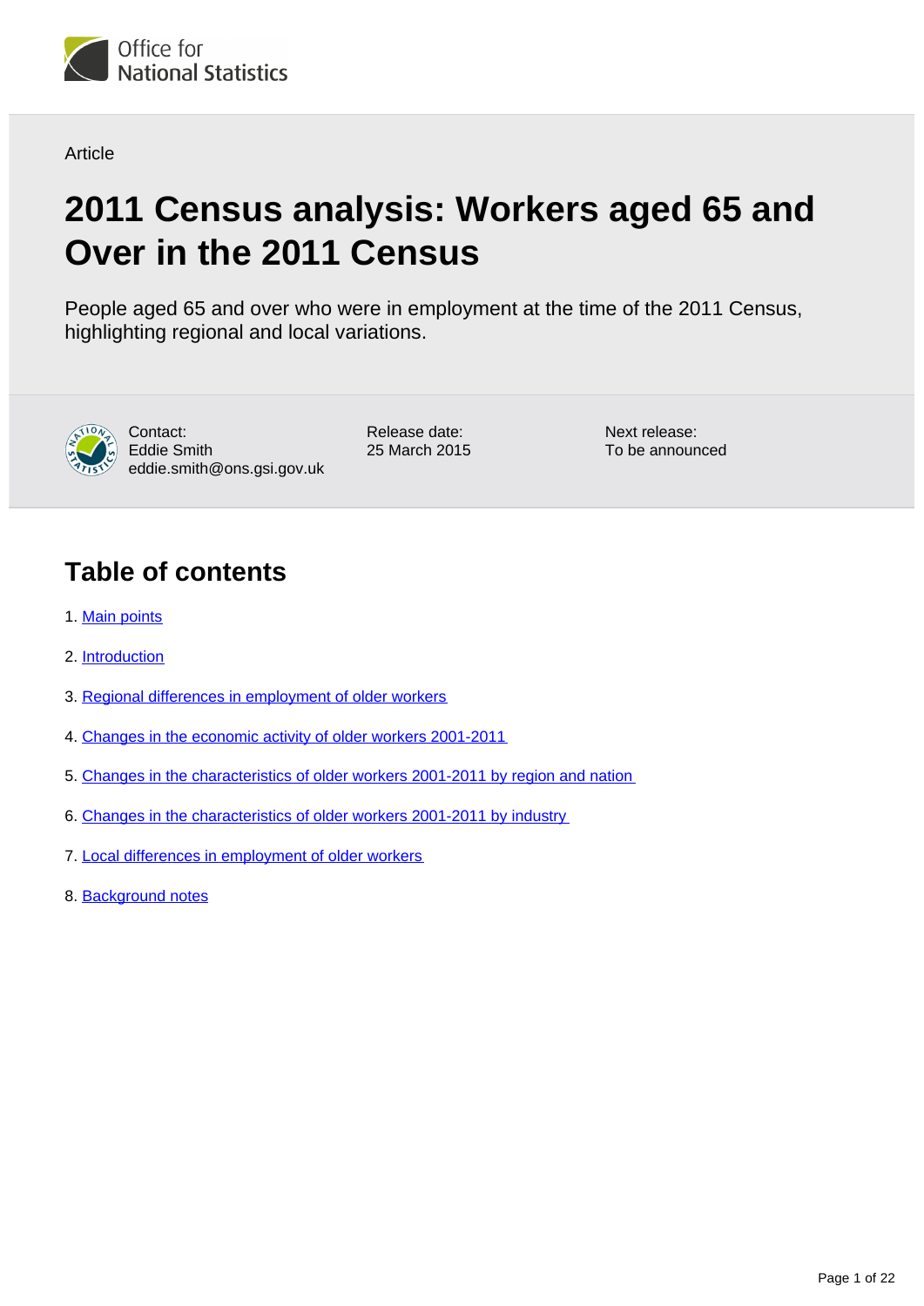Office for National Statistics

Article

# 2011 Census analysis: Workers aged 65 and Over in the 2011 Census

People aged 65 and over who were in employment at the time of the 2011 Census, highlighting regional and local variations.

Contact:
Eddie Smith
eddie.smith@ons.gsi.gov.uk

Release date:
25 March 2015

Next release:
To be announced

## Table of contents

1. Main points
2. Introduction
3. Regional differences in employment of older workers
4. Changes in the economic activity of older workers 2001-2011
5. Changes in the characteristics of older workers 2001-2011 by region and nation
6. Changes in the characteristics of older workers 2001-2011 by industry
7. Local differences in employment of older workers
8. Background notes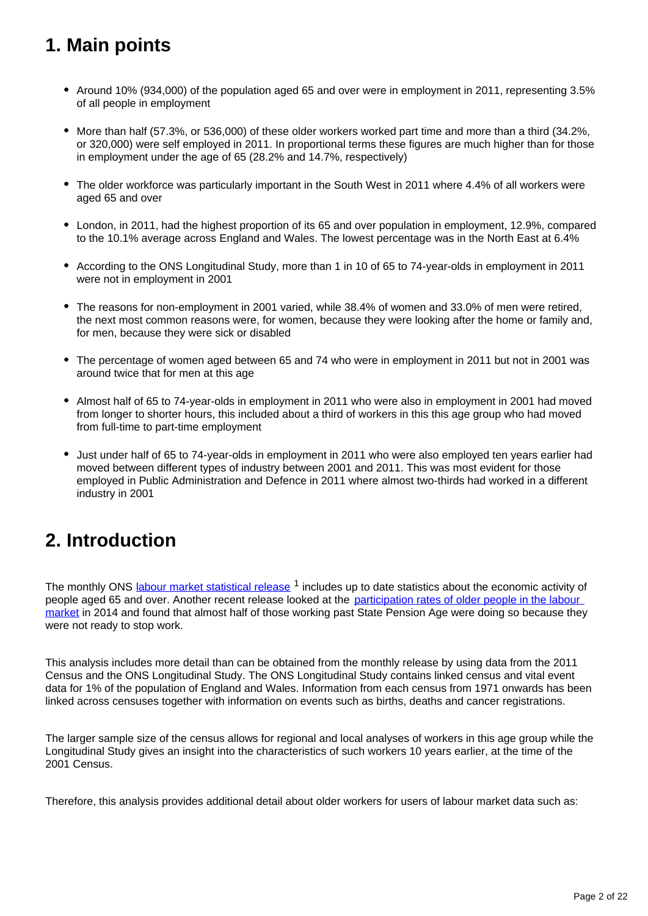## 1. Main points

- Around 10% (934,000) of the population aged 65 and over were in employment in 2011, representing 3.5% of all people in employment
- More than half (57.3%, or 536,000) of these older workers worked part time and more than a third (34.2%, or 320,000) were self employed in 2011. In proportional terms these figures are much higher than for those in employment under the age of 65 (28.2% and 14.7%, respectively)
- The older workforce was particularly important in the South West in 2011 where 4.4% of all workers were aged 65 and over
- London, in 2011, had the highest proportion of its 65 and over population in employment, 12.9%, compared to the 10.1% average across England and Wales. The lowest percentage was in the North East at 6.4%
- According to the ONS Longitudinal Study, more than 1 in 10 of 65 to 74-year-olds in employment in 2011 were not in employment in 2001
- The reasons for non-employment in 2001 varied, while 38.4% of women and 33.0% of men were retired, the next most common reasons were, for women, because they were looking after the home or family and, for men, because they were sick or disabled
- The percentage of women aged between 65 and 74 who were in employment in 2011 but not in 2001 was around twice that for men at this age
- Almost half of 65 to 74-year-olds in employment in 2011 who were also in employment in 2001 had moved from longer to shorter hours, this included about a third of workers in this this age group who had moved from full-time to part-time employment
- Just under half of 65 to 74-year-olds in employment in 2011 who were also employed ten years earlier had moved between different types of industry between 2001 and 2011. This was most evident for those employed in Public Administration and Defence in 2011 where almost two-thirds had worked in a different industry in 2001

## 2. Introduction

The monthly ONS labour market statistical release [1] includes up to date statistics about the economic activity of people aged 65 and over. Another recent release looked at the participation rates of older people in the labour market in 2014 and found that almost half of those working past State Pension Age were doing so because they were not ready to stop work.

This analysis includes more detail than can be obtained from the monthly release by using data from the 2011 Census and the ONS Longitudinal Study. The ONS Longitudinal Study contains linked census and vital event data for 1% of the population of England and Wales. Information from each census from 1971 onwards has been linked across censuses together with information on events such as births, deaths and cancer registrations.

The larger sample size of the census allows for regional and local analyses of workers in this age group while the Longitudinal Study gives an insight into the characteristics of such workers 10 years earlier, at the time of the 2001 Census.

Therefore, this analysis provides additional detail about older workers for users of labour market data such as: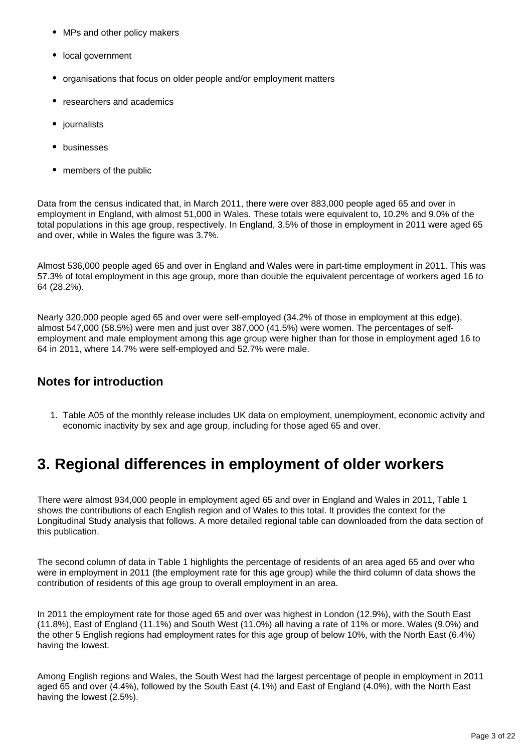- MPs and other policy makers
- local government
- organisations that focus on older people and/or employment matters
- researchers and academics
- journalists
- businesses
- members of the public

Data from the census indicated that, in March 2011, there were over 883,000 people aged 65 and over in employment in England, with almost 51,000 in Wales. These totals were equivalent to, 10.2% and 9.0% of the total populations in this age group, respectively. In England, 3.5% of those in employment in 2011 were aged 65 and over, while in Wales the figure was 3.7%.

Almost 536,000 people aged 65 and over in England and Wales were in part-time employment in 2011. This was 57.3% of total employment in this age group, more than double the equivalent percentage of workers aged 16 to 64 (28.2%).

Nearly 320,000 people aged 65 and over were self-employed (34.2% of those in employment at this edge), almost 547,000 (58.5%) were men and just over 387,000 (41.5%) were women. The percentages of self-employment and male employment among this age group were higher than for those in employment aged 16 to 64 in 2011, where 14.7% were self-employed and 52.7% were male.

### Notes for introduction

1. Table A05 of the monthly release includes UK data on employment, unemployment, economic activity and economic inactivity by sex and age group, including for those aged 65 and over.

## 3. Regional differences in employment of older workers

There were almost 934,000 people in employment aged 65 and over in England and Wales in 2011, Table 1 shows the contributions of each English region and of Wales to this total. It provides the context for the Longitudinal Study analysis that follows. A more detailed regional table can downloaded from the data section of this publication.

The second column of data in Table 1 highlights the percentage of residents of an area aged 65 and over who were in employment in 2011 (the employment rate for this age group) while the third column of data shows the contribution of residents of this age group to overall employment in an area.

In 2011 the employment rate for those aged 65 and over was highest in London (12.9%), with the South East (11.8%), East of England (11.1%) and South West (11.0%) all having a rate of 11% or more. Wales (9.0%) and the other 5 English regions had employment rates for this age group of below 10%, with the North East (6.4%) having the lowest.

Among English regions and Wales, the South West had the largest percentage of people in employment in 2011 aged 65 and over (4.4%), followed by the South East (4.1%) and East of England (4.0%), with the North East having the lowest (2.5%).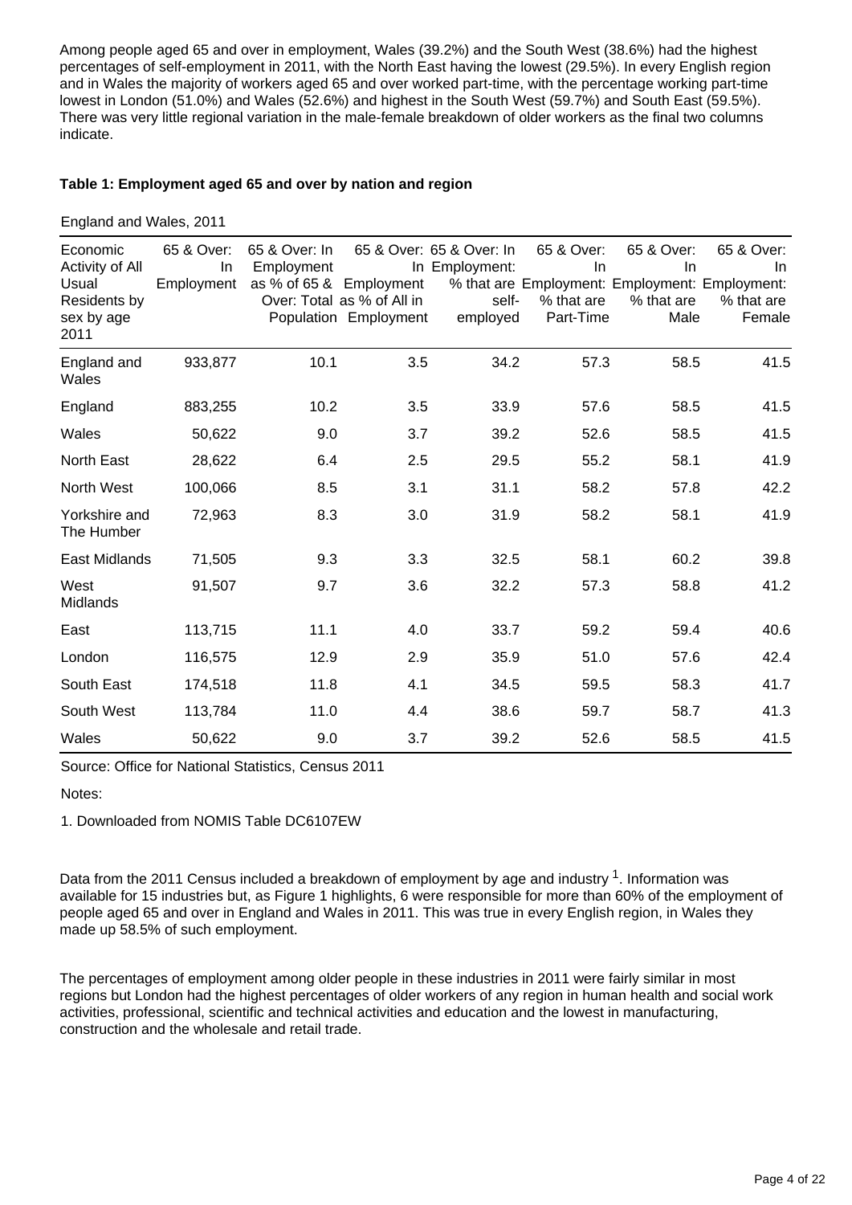Among people aged 65 and over in employment, Wales (39.2%) and the South West (38.6%) had the highest percentages of self-employment in 2011, with the North East having the lowest (29.5%). In every English region and in Wales the majority of workers aged 65 and over worked part-time, with the percentage working part-time lowest in London (51.0%) and Wales (52.6%) and highest in the South West (59.7%) and South East (59.5%). There was very little regional variation in the male-female breakdown of older workers as the final two columns indicate.

**Table 1: Employment aged 65 and over by nation and region**

England and Wales, 2011

| Economic Activity of All Usual Residents by sex by age 2011 | 65 & Over: In Employment | 65 & Over: In Employment as % of 65 & Over: Total Population | 65 & Over: In Employment as % of All in Employment | 65 & Over: In Employment: % that are self-employed | 65 & Over: In Employment: % that are Part-Time | 65 & Over: In Employment: % that are Male | 65 & Over: In Employment: % that are Female |
|---|---|---|---|---|---|---|---|
| England and Wales | 933,877 | 10.1 | 3.5 | 34.2 | 57.3 | 58.5 | 41.5 |
| England | 883,255 | 10.2 | 3.5 | 33.9 | 57.6 | 58.5 | 41.5 |
| Wales | 50,622 | 9.0 | 3.7 | 39.2 | 52.6 | 58.5 | 41.5 |
| North East | 28,622 | 6.4 | 2.5 | 29.5 | 55.2 | 58.1 | 41.9 |
| North West | 100,066 | 8.5 | 3.1 | 31.1 | 58.2 | 57.8 | 42.2 |
| Yorkshire and The Humber | 72,963 | 8.3 | 3.0 | 31.9 | 58.2 | 58.1 | 41.9 |
| East Midlands | 71,505 | 9.3 | 3.3 | 32.5 | 58.1 | 60.2 | 39.8 |
| West Midlands | 91,507 | 9.7 | 3.6 | 32.2 | 57.3 | 58.8 | 41.2 |
| East | 113,715 | 11.1 | 4.0 | 33.7 | 59.2 | 59.4 | 40.6 |
| London | 116,575 | 12.9 | 2.9 | 35.9 | 51.0 | 57.6 | 42.4 |
| South East | 174,518 | 11.8 | 4.1 | 34.5 | 59.5 | 58.3 | 41.7 |
| South West | 113,784 | 11.0 | 4.4 | 38.6 | 59.7 | 58.7 | 41.3 |
| Wales | 50,622 | 9.0 | 3.7 | 39.2 | 52.6 | 58.5 | 41.5 |

Source: Office for National Statistics, Census 2011

Notes:

1. Downloaded from NOMIS Table DC6107EW

Data from the 2011 Census included a breakdown of employment by age and industry [1]. Information was available for 15 industries but, as Figure 1 highlights, 6 were responsible for more than 60% of the employment of people aged 65 and over in England and Wales in 2011. This was true in every English region, in Wales they made up 58.5% of such employment.

The percentages of employment among older people in these industries in 2011 were fairly similar in most regions but London had the highest percentages of older workers of any region in human health and social work activities, professional, scientific and technical activities and education and the lowest in manufacturing, construction and the wholesale and retail trade.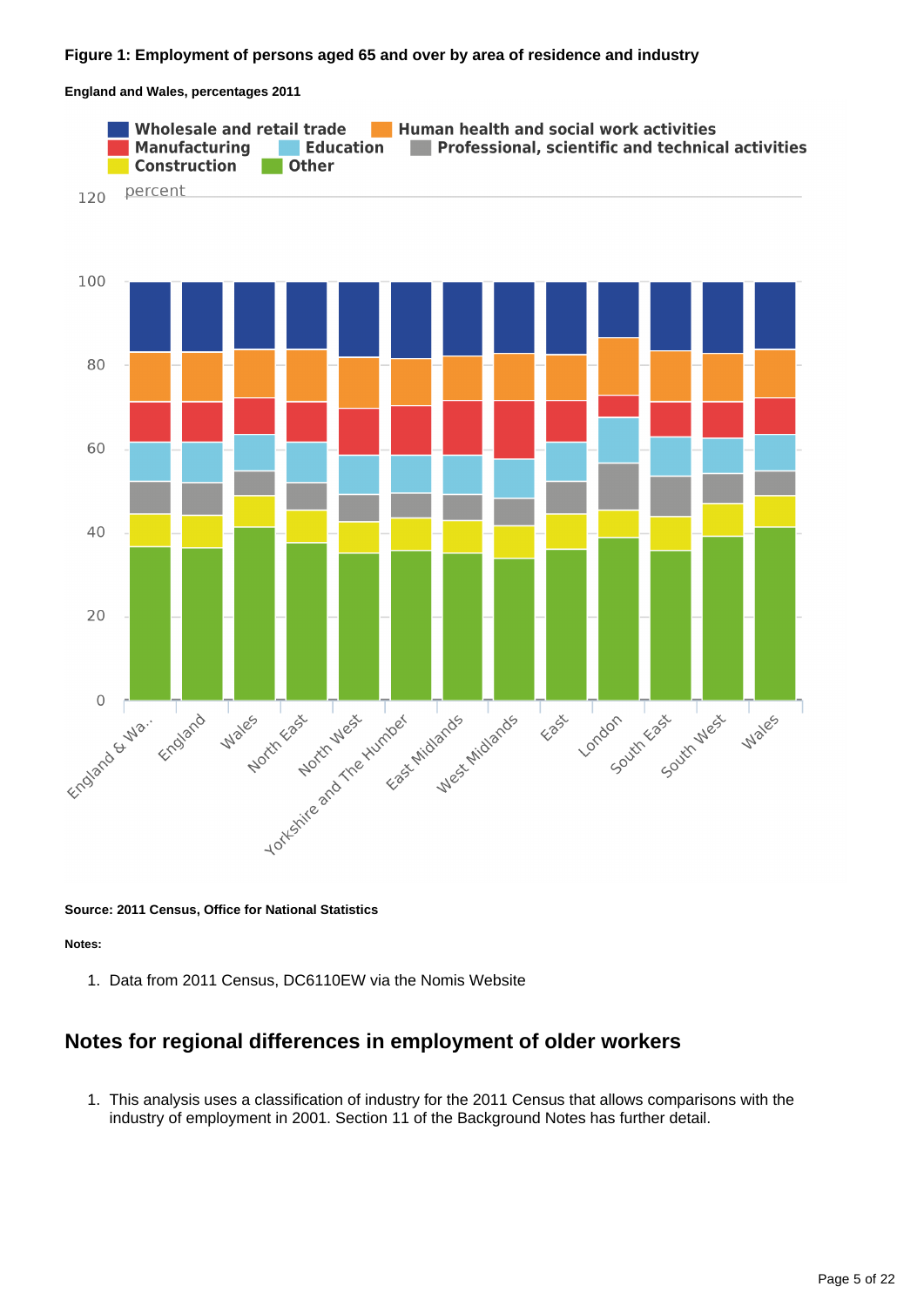**Figure 1: Employment of persons aged 65 and over by area of residence and industry**

**England and Wales, percentages 2011**

**Source: 2011 Census, Office for National Statistics**

**Notes:**

1. Data from 2011 Census, DC6110EW via the Nomis Website

## Notes for regional differences in employment of older workers

1. This analysis uses a classification of industry for the 2011 Census that allows comparisons with the industry of employment in 2001. Section 11 of the Background Notes has further detail.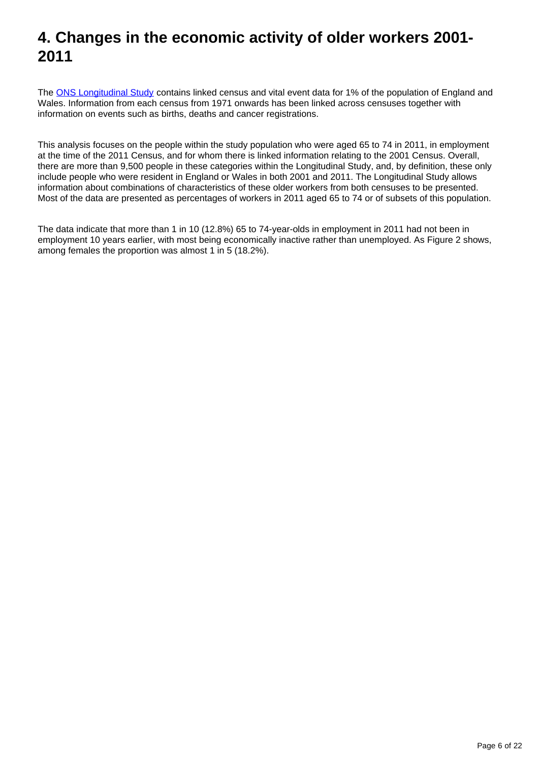# 4. Changes in the economic activity of older workers 2001-2011

The ONS Longitudinal Study contains linked census and vital event data for 1% of the population of England and Wales. Information from each census from 1971 onwards has been linked across censuses together with information on events such as births, deaths and cancer registrations.

This analysis focuses on the people within the study population who were aged 65 to 74 in 2011, in employment at the time of the 2011 Census, and for whom there is linked information relating to the 2001 Census. Overall, there are more than 9,500 people in these categories within the Longitudinal Study, and, by definition, these only include people who were resident in England or Wales in both 2001 and 2011. The Longitudinal Study allows information about combinations of characteristics of these older workers from both censuses to be presented. Most of the data are presented as percentages of workers in 2011 aged 65 to 74 or of subsets of this population.

The data indicate that more than 1 in 10 (12.8%) 65 to 74-year-olds in employment in 2011 had not been in employment 10 years earlier, with most being economically inactive rather than unemployed. As Figure 2 shows, among females the proportion was almost 1 in 5 (18.2%).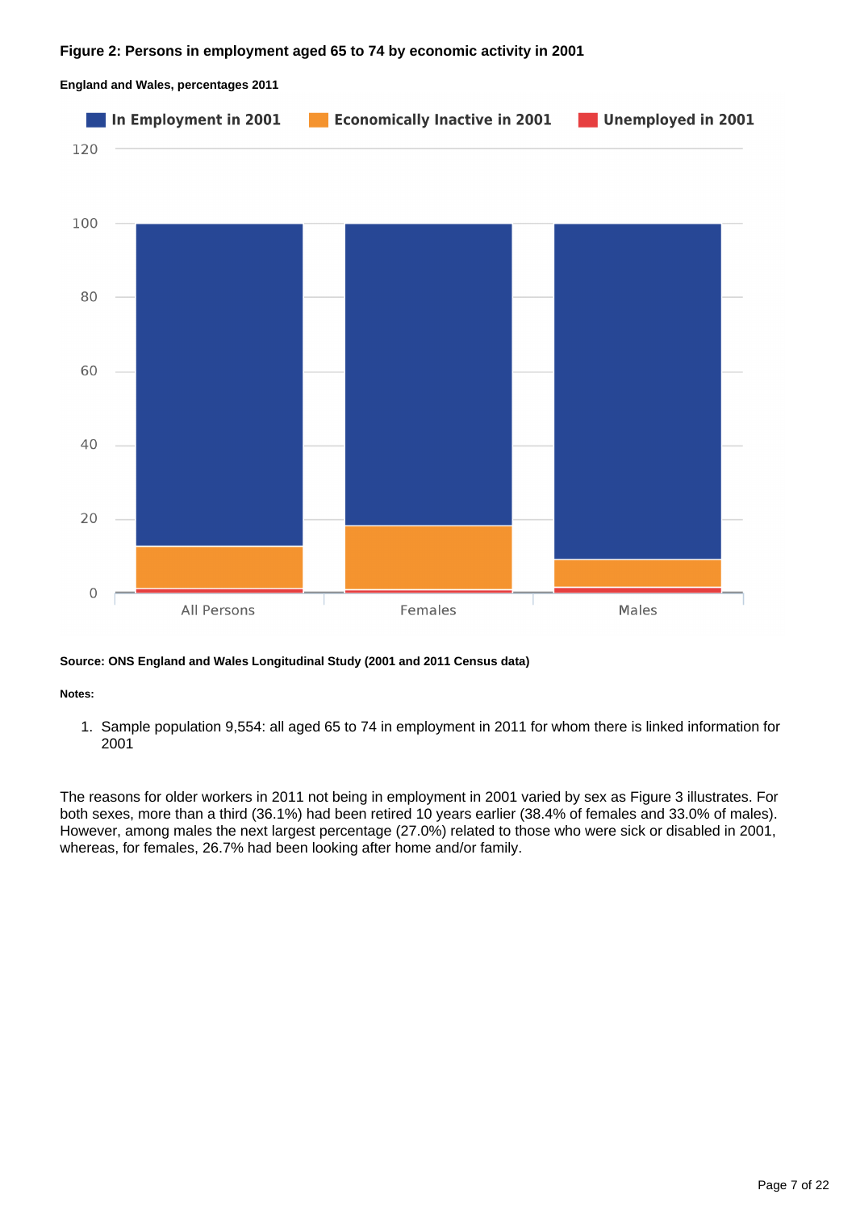**Figure 2: Persons in employment aged 65 to 74 by economic activity in 2001**

**England and Wales, percentages 2011**

**Source: ONS England and Wales Longitudinal Study (2001 and 2011 Census data)**

**Notes:**

1. Sample population 9,554: all aged 65 to 74 in employment in 2011 for whom there is linked information for 2001

The reasons for older workers in 2011 not being in employment in 2001 varied by sex as Figure 3 illustrates. For both sexes, more than a third (36.1%) had been retired 10 years earlier (38.4% of females and 33.0% of males). However, among males the next largest percentage (27.0%) related to those who were sick or disabled in 2001, whereas, for females, 26.7% had been looking after home and/or family.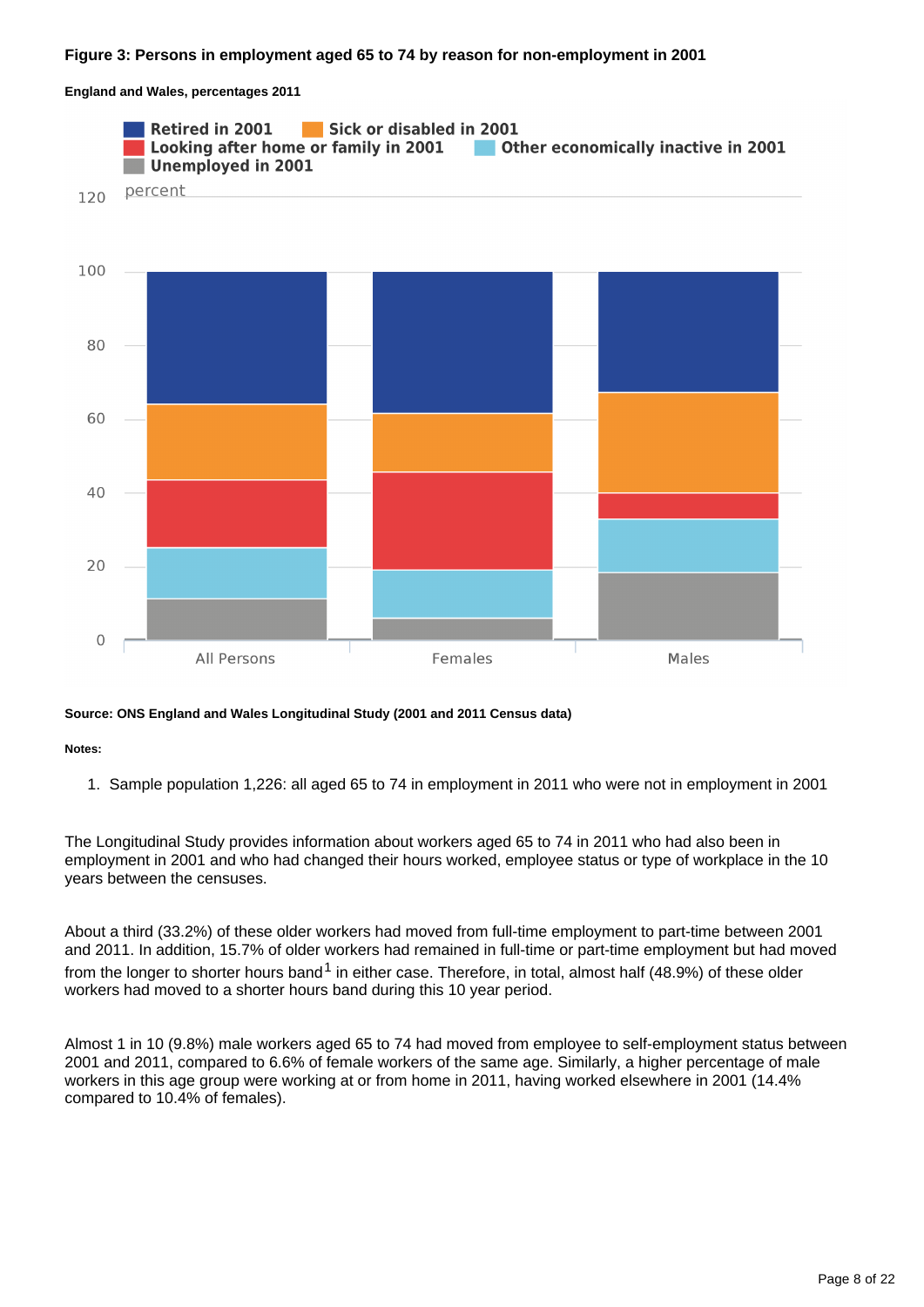**Figure 3: Persons in employment aged 65 to 74 by reason for non-employment in 2001**

**England and Wales, percentages 2011**

**Source: ONS England and Wales Longitudinal Study (2001 and 2011 Census data)**

**Notes:**

1. Sample population 1,226: all aged 65 to 74 in employment in 2011 who were not in employment in 2001

The Longitudinal Study provides information about workers aged 65 to 74 in 2011 who had also been in employment in 2001 and who had changed their hours worked, employee status or type of workplace in the 10 years between the censuses.

About a third (33.2%) of these older workers had moved from full-time employment to part-time between 2001 and 2011. In addition, 15.7% of older workers had remained in full-time or part-time employment but had moved from the longer to shorter hours band[1] in either case. Therefore, in total, almost half (48.9%) of these older workers had moved to a shorter hours band during this 10 year period.

Almost 1 in 10 (9.8%) male workers aged 65 to 74 had moved from employee to self-employment status between 2001 and 2011, compared to 6.6% of female workers of the same age. Similarly, a higher percentage of male workers in this age group were working at or from home in 2011, having worked elsewhere in 2001 (14.4% compared to 10.4% of females).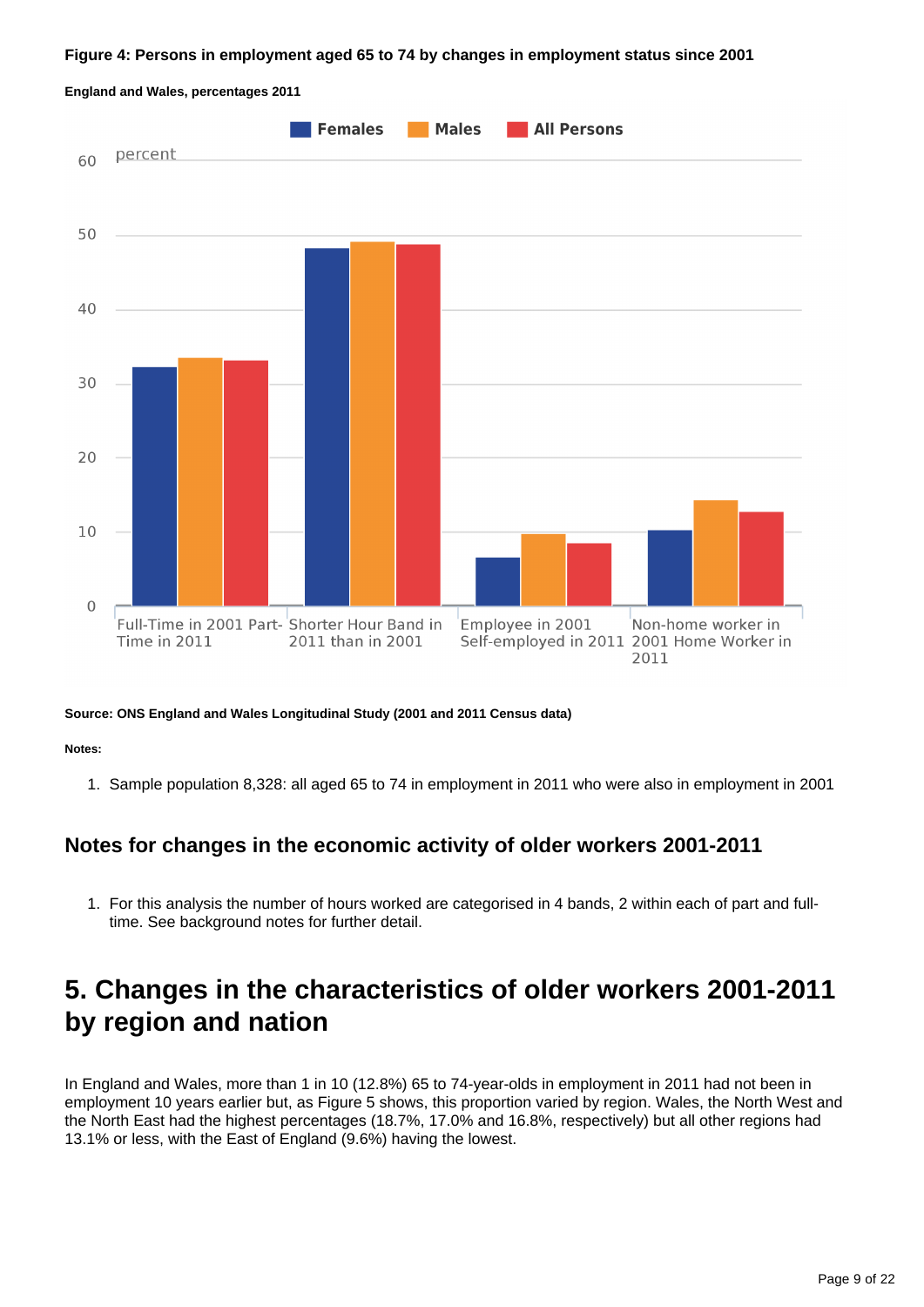**Figure 4: Persons in employment aged 65 to 74 by changes in employment status since 2001**

**England and Wales, percentages 2011**

**Source: ONS England and Wales Longitudinal Study (2001 and 2011 Census data)**

**Notes:**

1. Sample population 8,328: all aged 65 to 74 in employment in 2011 who were also in employment in 2001

### Notes for changes in the economic activity of older workers 2001-2011

1. For this analysis the number of hours worked are categorised in 4 bands, 2 within each of part and full-time. See background notes for further detail.

## 5. Changes in the characteristics of older workers 2001-2011 by region and nation

In England and Wales, more than 1 in 10 (12.8%) 65 to 74-year-olds in employment in 2011 had not been in employment 10 years earlier but, as Figure 5 shows, this proportion varied by region. Wales, the North West and the North East had the highest percentages (18.7%, 17.0% and 16.8%, respectively) but all other regions had 13.1% or less, with the East of England (9.6%) having the lowest.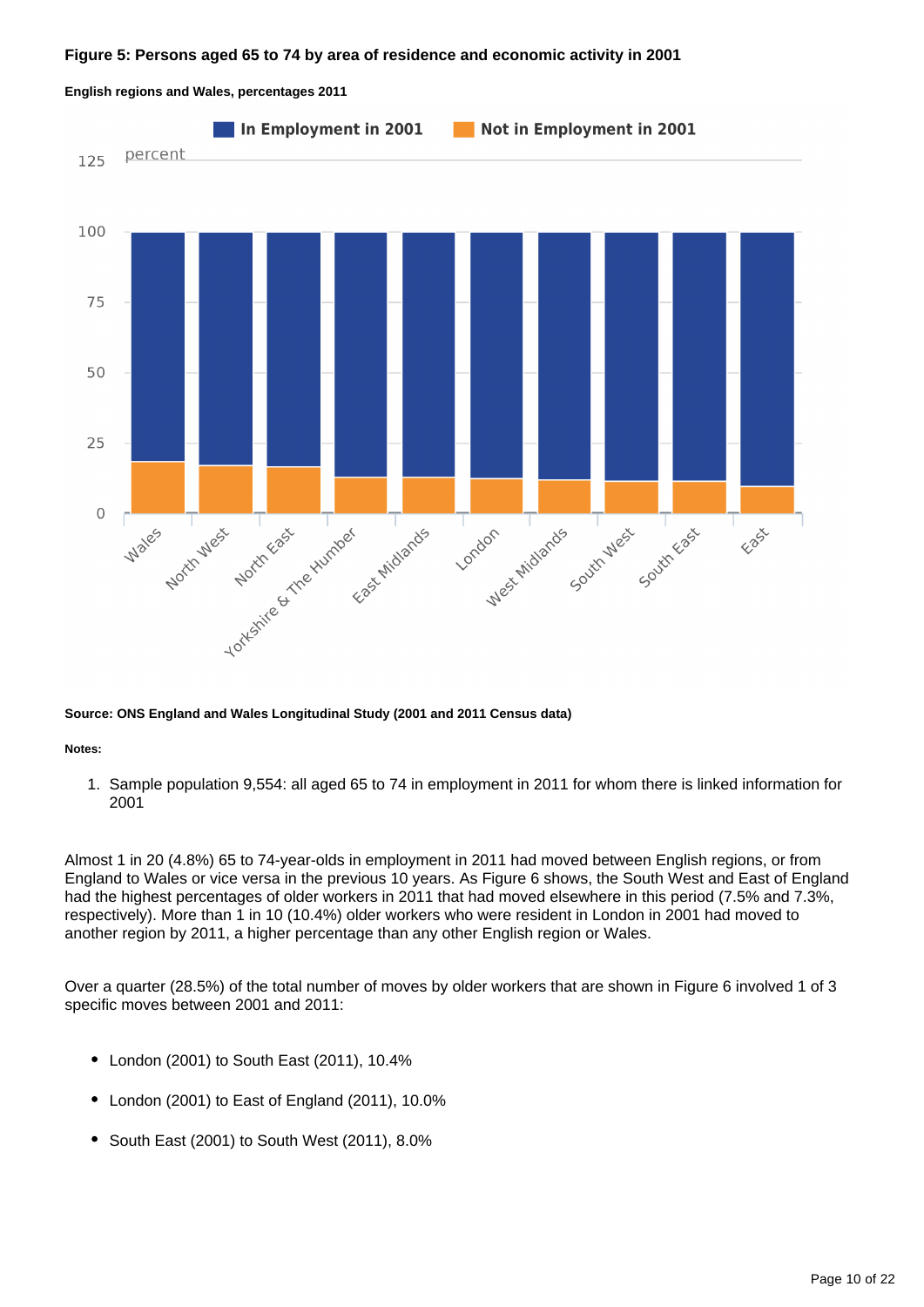**Figure 5: Persons aged 65 to 74 by area of residence and economic activity in 2001**

**English regions and Wales, percentages 2011**

**Source: ONS England and Wales Longitudinal Study (2001 and 2011 Census data)**

**Notes:**

1. Sample population 9,554: all aged 65 to 74 in employment in 2011 for whom there is linked information for 2001

Almost 1 in 20 (4.8%) 65 to 74-year-olds in employment in 2011 had moved between English regions, or from England to Wales or vice versa in the previous 10 years. As Figure 6 shows, the South West and East of England had the highest percentages of older workers in 2011 that had moved elsewhere in this period (7.5% and 7.3%, respectively). More than 1 in 10 (10.4%) older workers who were resident in London in 2001 had moved to another region by 2011, a higher percentage than any other English region or Wales.

Over a quarter (28.5%) of the total number of moves by older workers that are shown in Figure 6 involved 1 of 3 specific moves between 2001 and 2011:

- London (2001) to South East (2011), 10.4%
- London (2001) to East of England (2011), 10.0%
- South East (2001) to South West (2011), 8.0%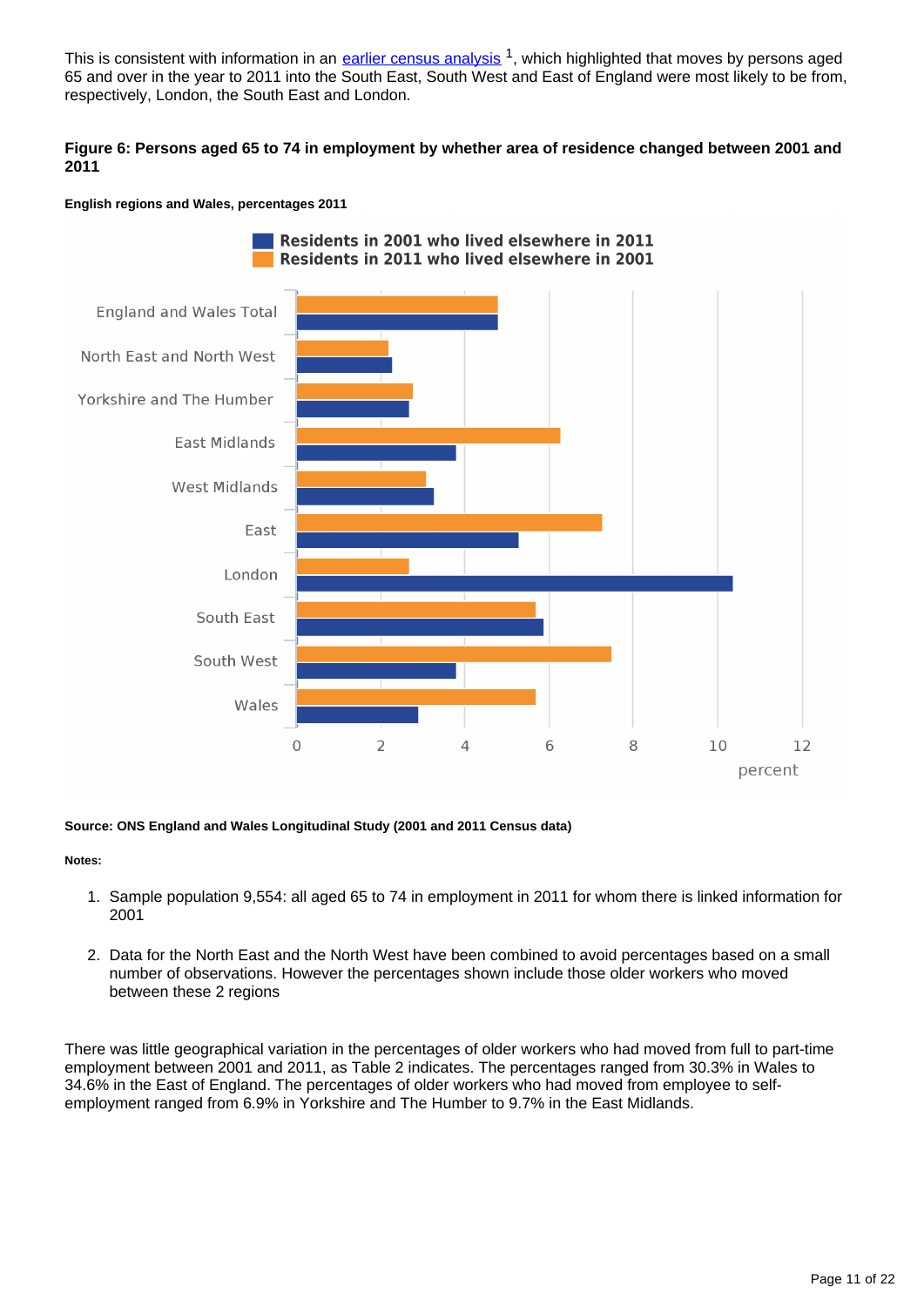This is consistent with information in an earlier census analysis [1], which highlighted that moves by persons aged 65 and over in the year to 2011 into the South East, South West and East of England were most likely to be from, respectively, London, the South East and London.

#### Figure 6: Persons aged 65 to 74 in employment by whether area of residence changed between 2001 and 2011

##### English regions and Wales, percentages 2011

**Source: ONS England and Wales Longitudinal Study (2001 and 2011 Census data)**

**Notes:**

1. Sample population 9,554: all aged 65 to 74 in employment in 2011 for whom there is linked information for 2001

2. Data for the North East and the North West have been combined to avoid percentages based on a small number of observations. However the percentages shown include those older workers who moved between these 2 regions

There was little geographical variation in the percentages of older workers who had moved from full to part-time employment between 2001 and 2011, as Table 2 indicates. The percentages ranged from 30.3% in Wales to 34.6% in the East of England. The percentages of older workers who had moved from employee to self-employment ranged from 6.9% in Yorkshire and The Humber to 9.7% in the East Midlands.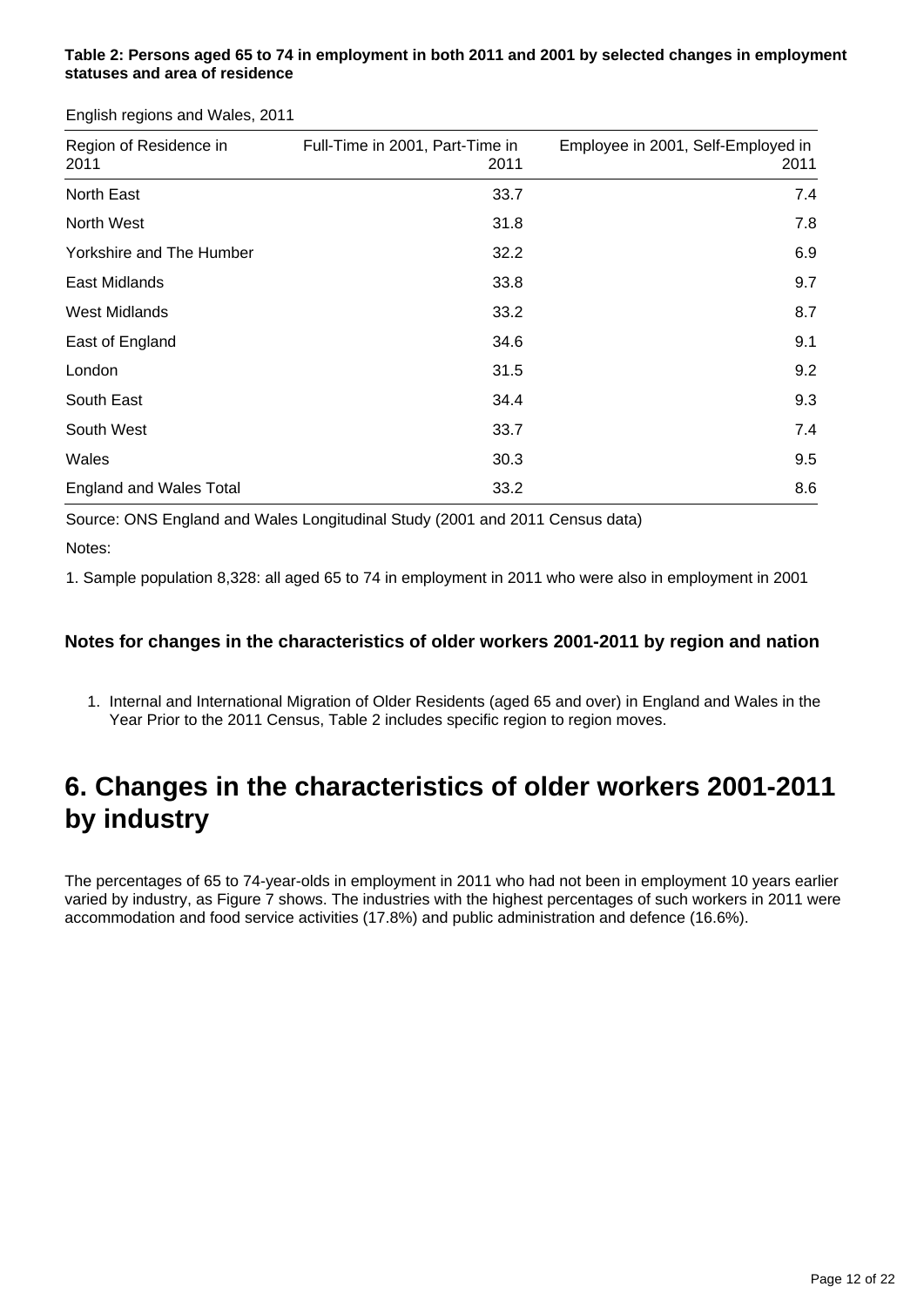**Table 2: Persons aged 65 to 74 in employment in both 2011 and 2001 by selected changes in employment statuses and area of residence**

English regions and Wales, 2011

| Region of Residence in 2011 | Full-Time in 2001, Part-Time in 2011 | Employee in 2001, Self-Employed in 2011 |
|---|---|---|
| North East | 33.7 | 7.4 |
| North West | 31.8 | 7.8 |
| Yorkshire and The Humber | 32.2 | 6.9 |
| East Midlands | 33.8 | 9.7 |
| West Midlands | 33.2 | 8.7 |
| East of England | 34.6 | 9.1 |
| London | 31.5 | 9.2 |
| South East | 34.4 | 9.3 |
| South West | 33.7 | 7.4 |
| Wales | 30.3 | 9.5 |
| England and Wales Total | 33.2 | 8.6 |

Source: ONS England and Wales Longitudinal Study (2001 and 2011 Census data)

Notes:

1. Sample population 8,328: all aged 65 to 74 in employment in 2011 who were also in employment in 2001

### Notes for changes in the characteristics of older workers 2001-2011 by region and nation

1. Internal and International Migration of Older Residents (aged 65 and over) in England and Wales in the Year Prior to the 2011 Census, Table 2 includes specific region to region moves.

## 6. Changes in the characteristics of older workers 2001-2011 by industry

The percentages of 65 to 74-year-olds in employment in 2011 who had not been in employment 10 years earlier varied by industry, as Figure 7 shows. The industries with the highest percentages of such workers in 2011 were accommodation and food service activities (17.8%) and public administration and defence (16.6%).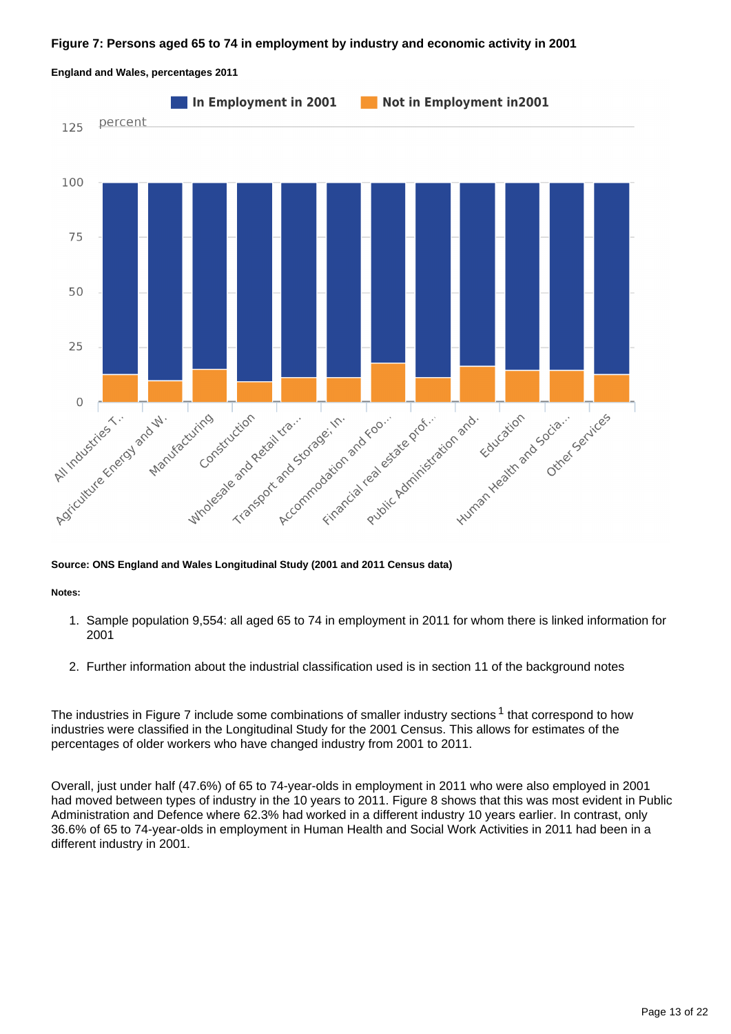**Figure 7: Persons aged 65 to 74 in employment by industry and economic activity in 2001**

**England and Wales, percentages 2011**

**Source: ONS England and Wales Longitudinal Study (2001 and 2011 Census data)**

**Notes:**

1. Sample population 9,554: all aged 65 to 74 in employment in 2011 for whom there is linked information for 2001
2. Further information about the industrial classification used is in section 11 of the background notes

The industries in Figure 7 include some combinations of smaller industry sections[1] that correspond to how industries were classified in the Longitudinal Study for the 2001 Census. This allows for estimates of the percentages of older workers who have changed industry from 2001 to 2011.

Overall, just under half (47.6%) of 65 to 74-year-olds in employment in 2011 who were also employed in 2001 had moved between types of industry in the 10 years to 2011. Figure 8 shows that this was most evident in Public Administration and Defence where 62.3% had worked in a different industry 10 years earlier. In contrast, only 36.6% of 65 to 74-year-olds in employment in Human Health and Social Work Activities in 2011 had been in a different industry in 2001.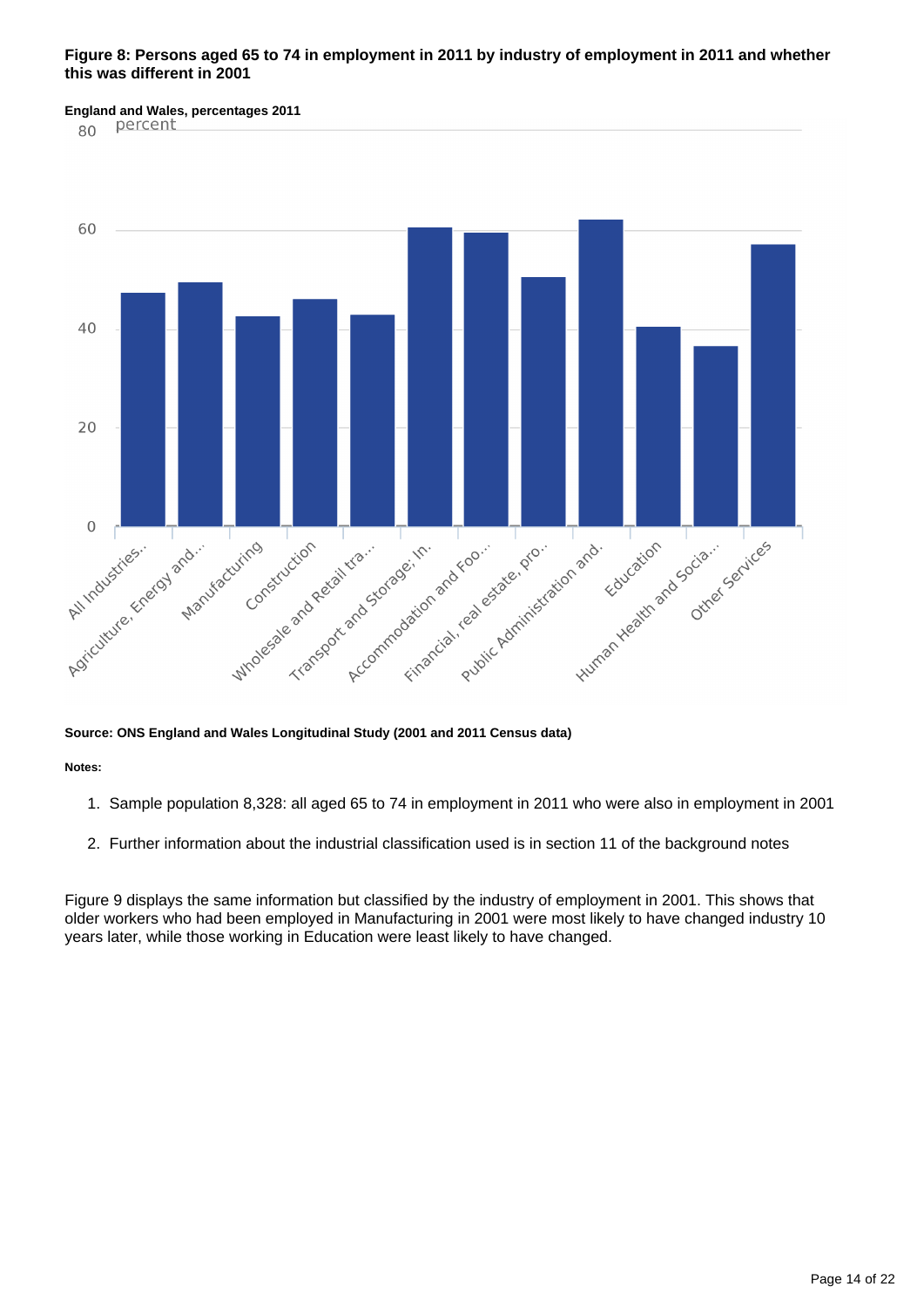**Figure 8: Persons aged 65 to 74 in employment in 2011 by industry of employment in 2011 and whether this was different in 2001**

**England and Wales, percentages 2011**

**Source: ONS England and Wales Longitudinal Study (2001 and 2011 Census data)**

**Notes:**

1. Sample population 8,328: all aged 65 to 74 in employment in 2011 who were also in employment in 2001
2. Further information about the industrial classification used is in section 11 of the background notes

Figure 9 displays the same information but classified by the industry of employment in 2001. This shows that older workers who had been employed in Manufacturing in 2001 were most likely to have changed industry 10 years later, while those working in Education were least likely to have changed.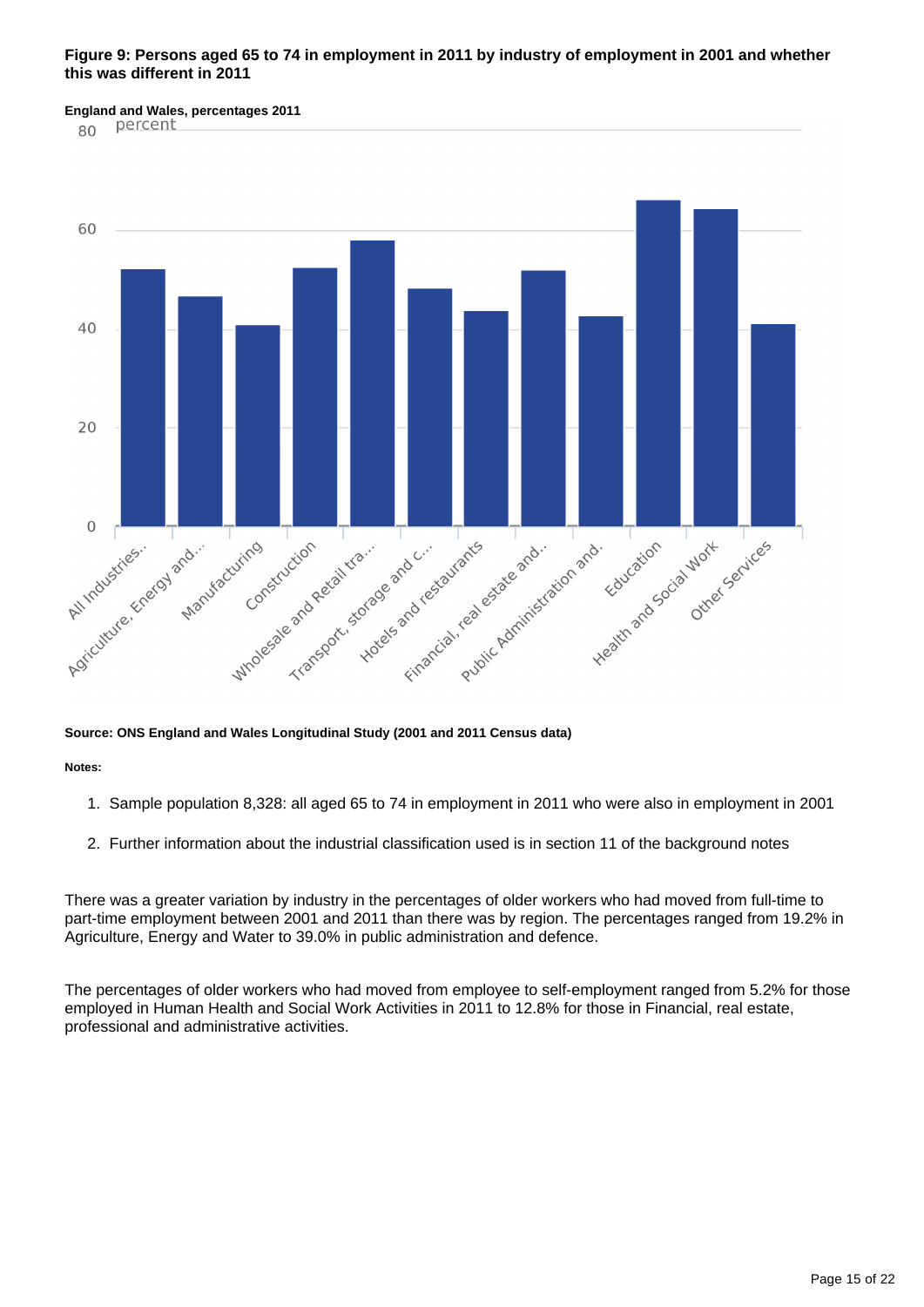**Figure 9: Persons aged 65 to 74 in employment in 2011 by industry of employment in 2001 and whether this was different in 2011**

**England and Wales, percentages 2011**

**Source: ONS England and Wales Longitudinal Study (2001 and 2011 Census data)**

**Notes:**

1. Sample population 8,328: all aged 65 to 74 in employment in 2011 who were also in employment in 2001
2. Further information about the industrial classification used is in section 11 of the background notes

There was a greater variation by industry in the percentages of older workers who had moved from full-time to part-time employment between 2001 and 2011 than there was by region. The percentages ranged from 19.2% in Agriculture, Energy and Water to 39.0% in public administration and defence.

The percentages of older workers who had moved from employee to self-employment ranged from 5.2% for those employed in Human Health and Social Work Activities in 2011 to 12.8% for those in Financial, real estate, professional and administrative activities.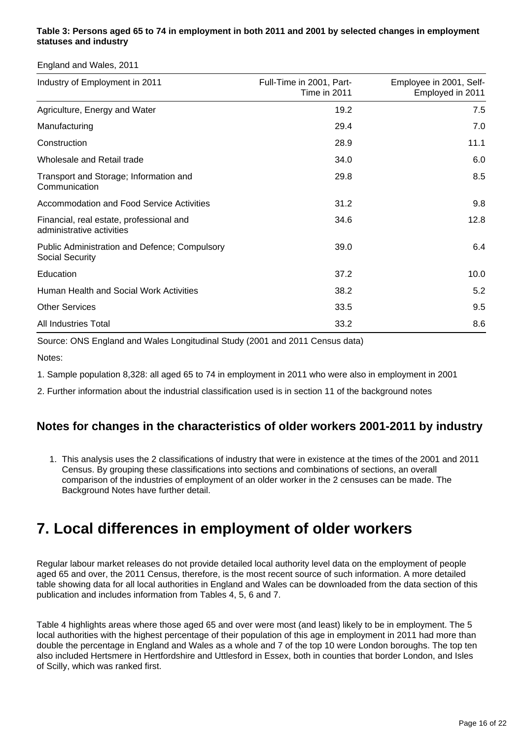**Table 3: Persons aged 65 to 74 in employment in both 2011 and 2001 by selected changes in employment statuses and industry**

England and Wales, 2011

| Industry of Employment in 2011 | Full-Time in 2001, Part-Time in 2011 | Employee in 2001, Self-Employed in 2011 |
|---|---|---|
| Agriculture, Energy and Water | 19.2 | 7.5 |
| Manufacturing | 29.4 | 7.0 |
| Construction | 28.9 | 11.1 |
| Wholesale and Retail trade | 34.0 | 6.0 |
| Transport and Storage; Information and Communication | 29.8 | 8.5 |
| Accommodation and Food Service Activities | 31.2 | 9.8 |
| Financial, real estate, professional and administrative activities | 34.6 | 12.8 |
| Public Administration and Defence; Compulsory Social Security | 39.0 | 6.4 |
| Education | 37.2 | 10.0 |
| Human Health and Social Work Activities | 38.2 | 5.2 |
| Other Services | 33.5 | 9.5 |
| All Industries Total | 33.2 | 8.6 |

Source: ONS England and Wales Longitudinal Study (2001 and 2011 Census data)

Notes:

1. Sample population 8,328: all aged 65 to 74 in employment in 2011 who were also in employment in 2001

2. Further information about the industrial classification used is in section 11 of the background notes

### Notes for changes in the characteristics of older workers 2001-2011 by industry

1. This analysis uses the 2 classifications of industry that were in existence at the times of the 2001 and 2011 Census. By grouping these classifications into sections and combinations of sections, an overall comparison of the industries of employment of an older worker in the 2 censuses can be made. The Background Notes have further detail.

## 7. Local differences in employment of older workers

Regular labour market releases do not provide detailed local authority level data on the employment of people aged 65 and over, the 2011 Census, therefore, is the most recent source of such information. A more detailed table showing data for all local authorities in England and Wales can be downloaded from the data section of this publication and includes information from Tables 4, 5, 6 and 7.

Table 4 highlights areas where those aged 65 and over were most (and least) likely to be in employment. The 5 local authorities with the highest percentage of their population of this age in employment in 2011 had more than double the percentage in England and Wales as a whole and 7 of the top 10 were London boroughs. The top ten also included Hertsmere in Hertfordshire and Uttlesford in Essex, both in counties that border London, and Isles of Scilly, which was ranked first.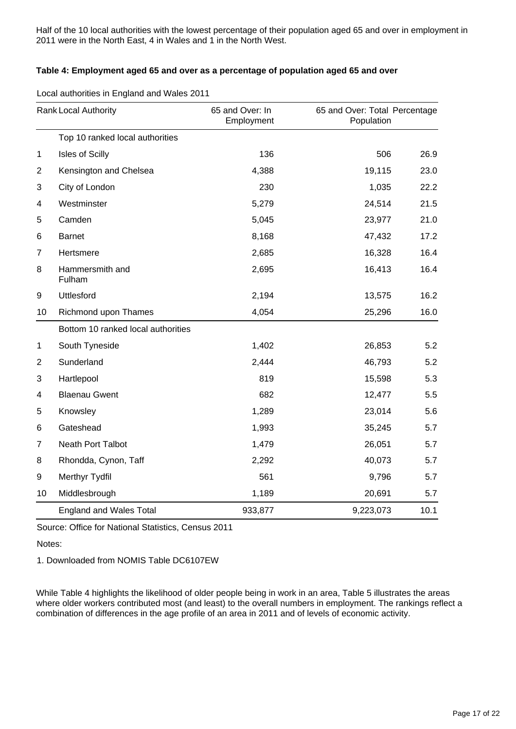Half of the 10 local authorities with the lowest percentage of their population aged 65 and over in employment in 2011 were in the North East, 4 in Wales and 1 in the North West.

**Table 4: Employment aged 65 and over as a percentage of population aged 65 and over**

Local authorities in England and Wales 2011

| Rank | Local Authority | 65 and Over: In Employment | 65 and Over: Total Population | Percentage |
|---|---|---|---|---|
| | Top 10 ranked local authorities | | | |
| 1 | Isles of Scilly | 136 | 506 | 26.9 |
| 2 | Kensington and Chelsea | 4,388 | 19,115 | 23.0 |
| 3 | City of London | 230 | 1,035 | 22.2 |
| 4 | Westminster | 5,279 | 24,514 | 21.5 |
| 5 | Camden | 5,045 | 23,977 | 21.0 |
| 6 | Barnet | 8,168 | 47,432 | 17.2 |
| 7 | Hertsmere | 2,685 | 16,328 | 16.4 |
| 8 | Hammersmith and Fulham | 2,695 | 16,413 | 16.4 |
| 9 | Uttlesford | 2,194 | 13,575 | 16.2 |
| 10 | Richmond upon Thames | 4,054 | 25,296 | 16.0 |
| | Bottom 10 ranked local authorities | | | |
| 1 | South Tyneside | 1,402 | 26,853 | 5.2 |
| 2 | Sunderland | 2,444 | 46,793 | 5.2 |
| 3 | Hartlepool | 819 | 15,598 | 5.3 |
| 4 | Blaenau Gwent | 682 | 12,477 | 5.5 |
| 5 | Knowsley | 1,289 | 23,014 | 5.6 |
| 6 | Gateshead | 1,993 | 35,245 | 5.7 |
| 7 | Neath Port Talbot | 1,479 | 26,051 | 5.7 |
| 8 | Rhondda, Cynon, Taff | 2,292 | 40,073 | 5.7 |
| 9 | Merthyr Tydfil | 561 | 9,796 | 5.7 |
| 10 | Middlesbrough | 1,189 | 20,691 | 5.7 |
| | England and Wales Total | 933,877 | 9,223,073 | 10.1 |

Source: Office for National Statistics, Census 2011

Notes:

1. Downloaded from NOMIS Table DC6107EW

While Table 4 highlights the likelihood of older people being in work in an area, Table 5 illustrates the areas where older workers contributed most (and least) to the overall numbers in employment. The rankings reflect a combination of differences in the age profile of an area in 2011 and of levels of economic activity.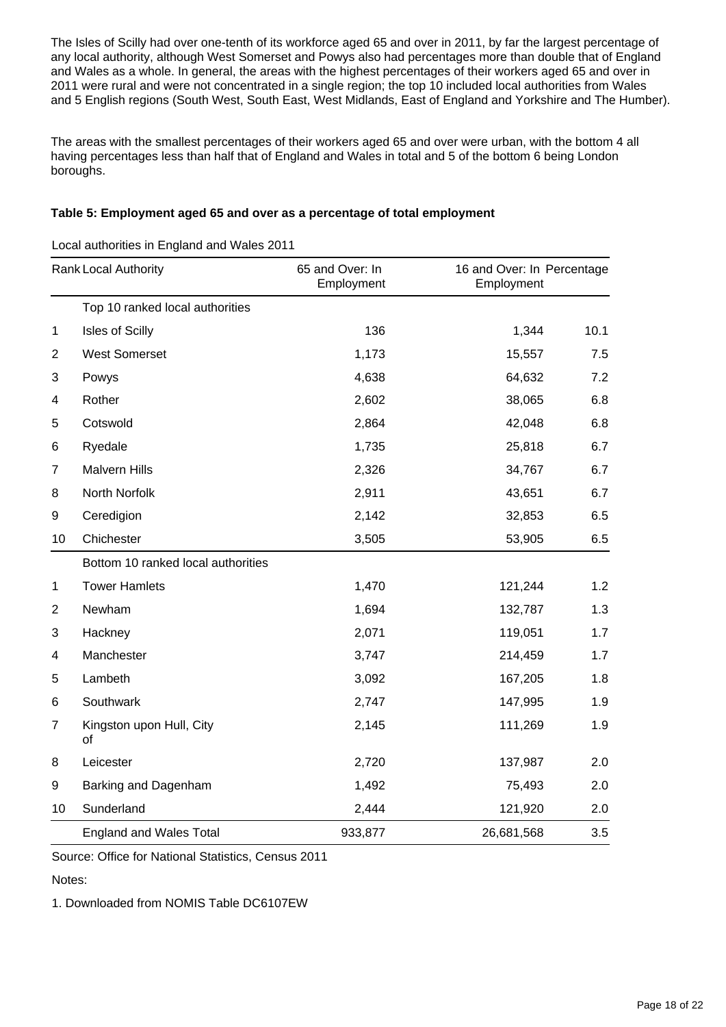The Isles of Scilly had over one-tenth of its workforce aged 65 and over in 2011, by far the largest percentage of any local authority, although West Somerset and Powys also had percentages more than double that of England and Wales as a whole. In general, the areas with the highest percentages of their workers aged 65 and over in 2011 were rural and were not concentrated in a single region; the top 10 included local authorities from Wales and 5 English regions (South West, South East, West Midlands, East of England and Yorkshire and The Humber).

The areas with the smallest percentages of their workers aged 65 and over were urban, with the bottom 4 all having percentages less than half that of England and Wales in total and 5 of the bottom 6 being London boroughs.

**Table 5: Employment aged 65 and over as a percentage of total employment**

Local authorities in England and Wales 2011

| Rank | Local Authority | 65 and Over: In Employment | 16 and Over: In Employment | Percentage |
|---|---|---|---|---|
| | Top 10 ranked local authorities | | | |
| 1 | Isles of Scilly | 136 | 1,344 | 10.1 |
| 2 | West Somerset | 1,173 | 15,557 | 7.5 |
| 3 | Powys | 4,638 | 64,632 | 7.2 |
| 4 | Rother | 2,602 | 38,065 | 6.8 |
| 5 | Cotswold | 2,864 | 42,048 | 6.8 |
| 6 | Ryedale | 1,735 | 25,818 | 6.7 |
| 7 | Malvern Hills | 2,326 | 34,767 | 6.7 |
| 8 | North Norfolk | 2,911 | 43,651 | 6.7 |
| 9 | Ceredigion | 2,142 | 32,853 | 6.5 |
| 10 | Chichester | 3,505 | 53,905 | 6.5 |
| | Bottom 10 ranked local authorities | | | |
| 1 | Tower Hamlets | 1,470 | 121,244 | 1.2 |
| 2 | Newham | 1,694 | 132,787 | 1.3 |
| 3 | Hackney | 2,071 | 119,051 | 1.7 |
| 4 | Manchester | 3,747 | 214,459 | 1.7 |
| 5 | Lambeth | 3,092 | 167,205 | 1.8 |
| 6 | Southwark | 2,747 | 147,995 | 1.9 |
| 7 | Kingston upon Hull, City of | 2,145 | 111,269 | 1.9 |
| 8 | Leicester | 2,720 | 137,987 | 2.0 |
| 9 | Barking and Dagenham | 1,492 | 75,493 | 2.0 |
| 10 | Sunderland | 2,444 | 121,920 | 2.0 |
| | England and Wales Total | 933,877 | 26,681,568 | 3.5 |

Source: Office for National Statistics, Census 2011

Notes:

1. Downloaded from NOMIS Table DC6107EW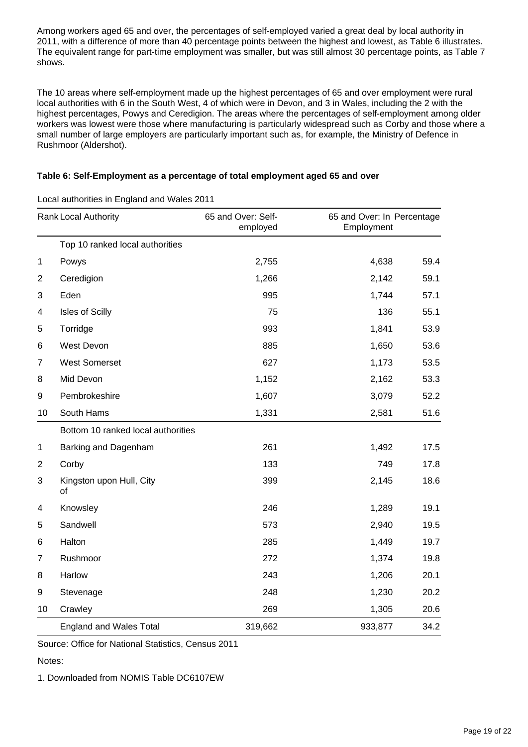Among workers aged 65 and over, the percentages of self-employed varied a great deal by local authority in 2011, with a difference of more than 40 percentage points between the highest and lowest, as Table 6 illustrates. The equivalent range for part-time employment was smaller, but was still almost 30 percentage points, as Table 7 shows.

The 10 areas where self-employment made up the highest percentages of 65 and over employment were rural local authorities with 6 in the South West, 4 of which were in Devon, and 3 in Wales, including the 2 with the highest percentages, Powys and Ceredigion. The areas where the percentages of self-employment among older workers was lowest were those where manufacturing is particularly widespread such as Corby and those where a small number of large employers are particularly important such as, for example, the Ministry of Defence in Rushmoor (Aldershot).

**Table 6: Self-Employment as a percentage of total employment aged 65 and over**

Local authorities in England and Wales 2011

| Rank | Local Authority | 65 and Over: Self-employed | 65 and Over: In Employment | Percentage |
|---|---|---|---|---|
| | Top 10 ranked local authorities | | | |
| 1 | Powys | 2,755 | 4,638 | 59.4 |
| 2 | Ceredigion | 1,266 | 2,142 | 59.1 |
| 3 | Eden | 995 | 1,744 | 57.1 |
| 4 | Isles of Scilly | 75 | 136 | 55.1 |
| 5 | Torridge | 993 | 1,841 | 53.9 |
| 6 | West Devon | 885 | 1,650 | 53.6 |
| 7 | West Somerset | 627 | 1,173 | 53.5 |
| 8 | Mid Devon | 1,152 | 2,162 | 53.3 |
| 9 | Pembrokeshire | 1,607 | 3,079 | 52.2 |
| 10 | South Hams | 1,331 | 2,581 | 51.6 |
| | Bottom 10 ranked local authorities | | | |
| 1 | Barking and Dagenham | 261 | 1,492 | 17.5 |
| 2 | Corby | 133 | 749 | 17.8 |
| 3 | Kingston upon Hull, City of | 399 | 2,145 | 18.6 |
| 4 | Knowsley | 246 | 1,289 | 19.1 |
| 5 | Sandwell | 573 | 2,940 | 19.5 |
| 6 | Halton | 285 | 1,449 | 19.7 |
| 7 | Rushmoor | 272 | 1,374 | 19.8 |
| 8 | Harlow | 243 | 1,206 | 20.1 |
| 9 | Stevenage | 248 | 1,230 | 20.2 |
| 10 | Crawley | 269 | 1,305 | 20.6 |
| | England and Wales Total | 319,662 | 933,877 | 34.2 |

Source: Office for National Statistics, Census 2011

Notes:

1. Downloaded from NOMIS Table DC6107EW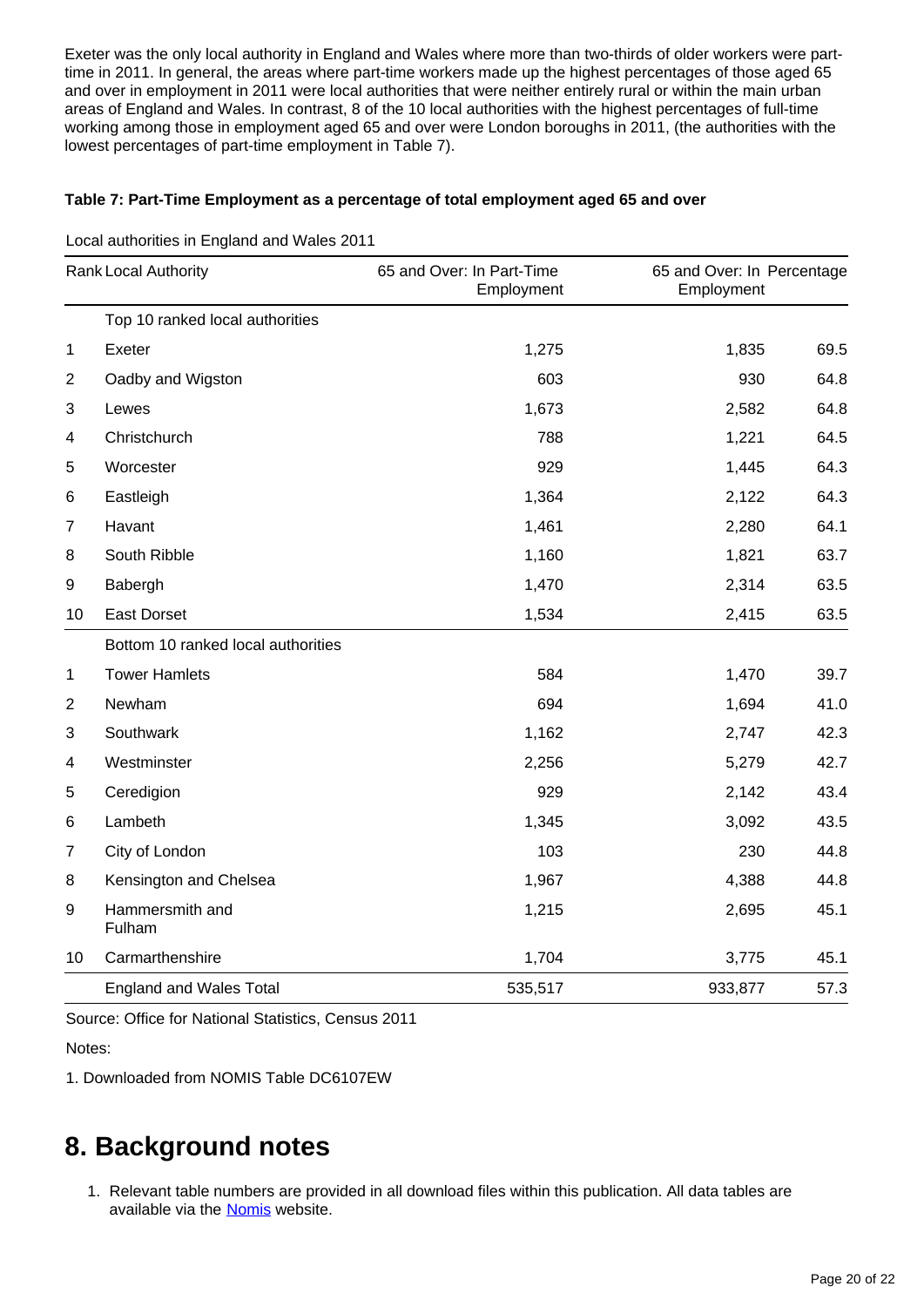Exeter was the only local authority in England and Wales where more than two-thirds of older workers were part-time in 2011. In general, the areas where part-time workers made up the highest percentages of those aged 65 and over in employment in 2011 were local authorities that were neither entirely rural or within the main urban areas of England and Wales. In contrast, 8 of the 10 local authorities with the highest percentages of full-time working among those in employment aged 65 and over were London boroughs in 2011, (the authorities with the lowest percentages of part-time employment in Table 7).

**Table 7: Part-Time Employment as a percentage of total employment aged 65 and over**

Local authorities in England and Wales 2011

| Rank | Local Authority | 65 and Over: In Part-Time Employment | 65 and Over: In Employment | Percentage |
|---|---|---|---|---|
| | Top 10 ranked local authorities | | | |
| 1 | Exeter | 1,275 | 1,835 | 69.5 |
| 2 | Oadby and Wigston | 603 | 930 | 64.8 |
| 3 | Lewes | 1,673 | 2,582 | 64.8 |
| 4 | Christchurch | 788 | 1,221 | 64.5 |
| 5 | Worcester | 929 | 1,445 | 64.3 |
| 6 | Eastleigh | 1,364 | 2,122 | 64.3 |
| 7 | Havant | 1,461 | 2,280 | 64.1 |
| 8 | South Ribble | 1,160 | 1,821 | 63.7 |
| 9 | Babergh | 1,470 | 2,314 | 63.5 |
| 10 | East Dorset | 1,534 | 2,415 | 63.5 |
| | Bottom 10 ranked local authorities | | | |
| 1 | Tower Hamlets | 584 | 1,470 | 39.7 |
| 2 | Newham | 694 | 1,694 | 41.0 |
| 3 | Southwark | 1,162 | 2,747 | 42.3 |
| 4 | Westminster | 2,256 | 5,279 | 42.7 |
| 5 | Ceredigion | 929 | 2,142 | 43.4 |
| 6 | Lambeth | 1,345 | 3,092 | 43.5 |
| 7 | City of London | 103 | 230 | 44.8 |
| 8 | Kensington and Chelsea | 1,967 | 4,388 | 44.8 |
| 9 | Hammersmith and Fulham | 1,215 | 2,695 | 45.1 |
| 10 | Carmarthenshire | 1,704 | 3,775 | 45.1 |
| | England and Wales Total | 535,517 | 933,877 | 57.3 |

Source: Office for National Statistics, Census 2011

Notes:

1. Downloaded from NOMIS Table DC6107EW

# 8. Background notes

1. Relevant table numbers are provided in all download files within this publication. All data tables are available via the Nomis website.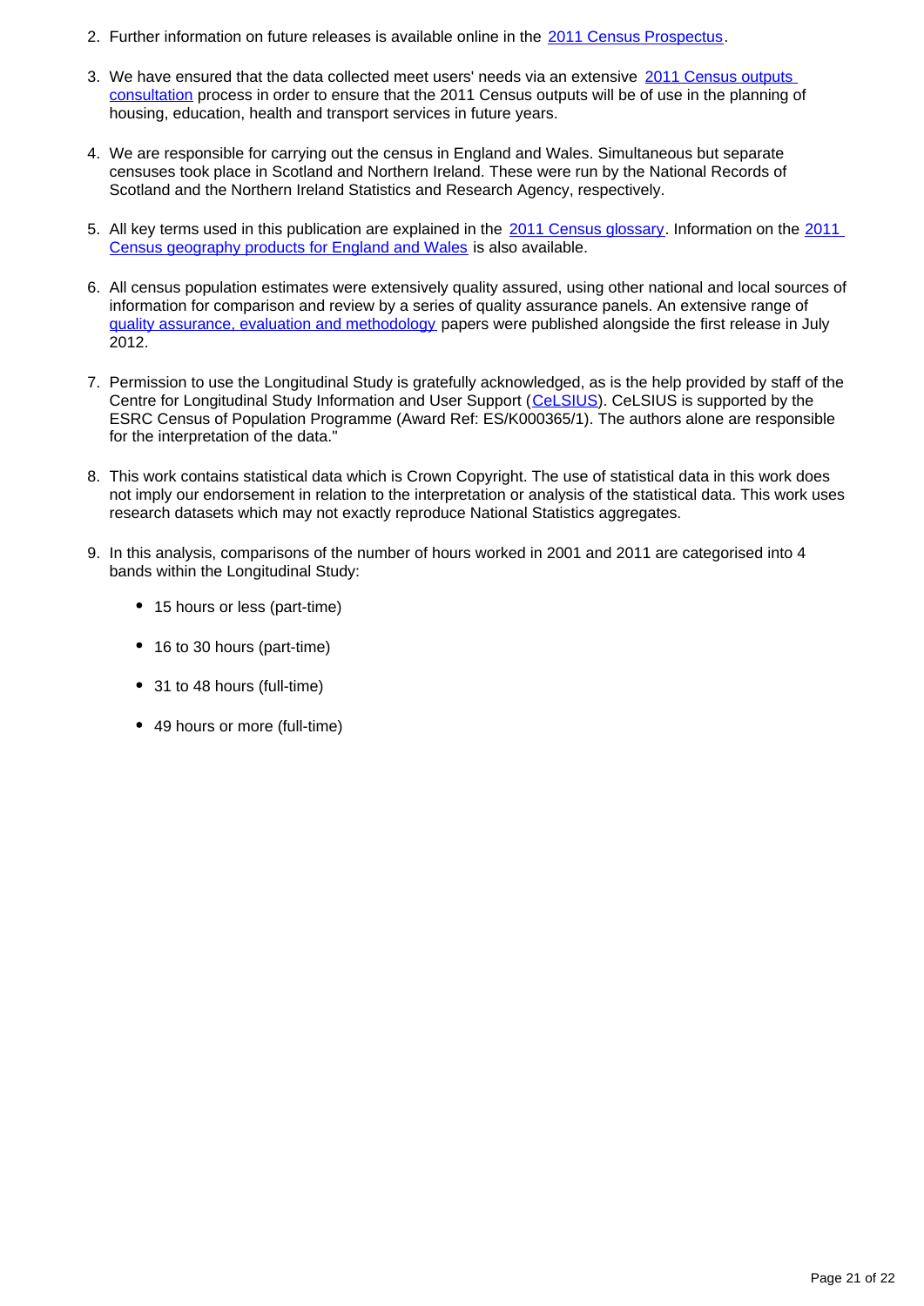2. Further information on future releases is available online in the 2011 Census Prospectus.

3. We have ensured that the data collected meet users' needs via an extensive 2011 Census outputs consultation process in order to ensure that the 2011 Census outputs will be of use in the planning of housing, education, health and transport services in future years.

4. We are responsible for carrying out the census in England and Wales. Simultaneous but separate censuses took place in Scotland and Northern Ireland. These were run by the National Records of Scotland and the Northern Ireland Statistics and Research Agency, respectively.

5. All key terms used in this publication are explained in the 2011 Census glossary. Information on the 2011 Census geography products for England and Wales is also available.

6. All census population estimates were extensively quality assured, using other national and local sources of information for comparison and review by a series of quality assurance panels. An extensive range of quality assurance, evaluation and methodology papers were published alongside the first release in July 2012.

7. Permission to use the Longitudinal Study is gratefully acknowledged, as is the help provided by staff of the Centre for Longitudinal Study Information and User Support (CeLSIUS). CeLSIUS is supported by the ESRC Census of Population Programme (Award Ref: ES/K000365/1). The authors alone are responsible for the interpretation of the data."

8. This work contains statistical data which is Crown Copyright. The use of statistical data in this work does not imply our endorsement in relation to the interpretation or analysis of the statistical data. This work uses research datasets which may not exactly reproduce National Statistics aggregates.

9. In this analysis, comparisons of the number of hours worked in 2001 and 2011 are categorised into 4 bands within the Longitudinal Study:

   - 15 hours or less (part-time)
   - 16 to 30 hours (part-time)
   - 31 to 48 hours (full-time)
   - 49 hours or more (full-time)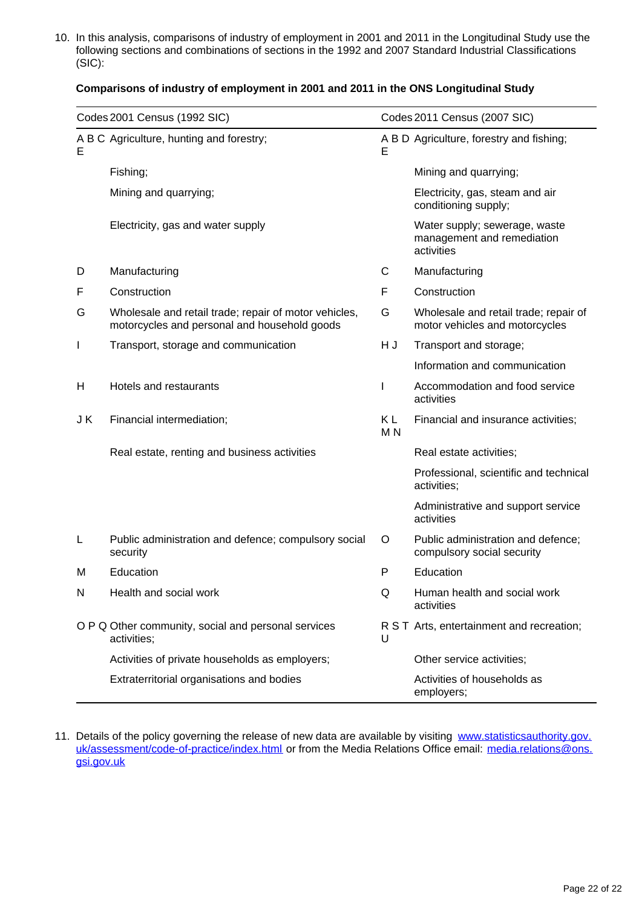10. In this analysis, comparisons of industry of employment in 2001 and 2011 in the Longitudinal Study use the following sections and combinations of sections in the 1992 and 2007 Standard Industrial Classifications (SIC):

**Comparisons of industry of employment in 2001 and 2011 in the ONS Longitudinal Study**

| Codes | 2001 Census (1992 SIC) | Codes | 2011 Census (2007 SIC) |
|---|---|---|---|
| A B C E | Agriculture, hunting and forestry; | A B D E | Agriculture, forestry and fishing; |
| | Fishing; | | Mining and quarrying; |
| | Mining and quarrying; | | Electricity, gas, steam and air conditioning supply; |
| | Electricity, gas and water supply | | Water supply; sewerage, waste management and remediation activities |
| D | Manufacturing | C | Manufacturing |
| F | Construction | F | Construction |
| G | Wholesale and retail trade; repair of motor vehicles, motorcycles and personal and household goods | G | Wholesale and retail trade; repair of motor vehicles and motorcycles |
| I | Transport, storage and communication | H J | Transport and storage; |
| | | | Information and communication |
| H | Hotels and restaurants | I | Accommodation and food service activities |
| J K | Financial intermediation; | K L M N | Financial and insurance activities; |
| | Real estate, renting and business activities | | Real estate activities; |
| | | | Professional, scientific and technical activities; |
| | | | Administrative and support service activities |
| L | Public administration and defence; compulsory social security | O | Public administration and defence; compulsory social security |
| M | Education | P | Education |
| N | Health and social work | Q | Human health and social work activities |
| O P Q | Other community, social and personal services activities; | R S T U | Arts, entertainment and recreation; |
| | Activities of private households as employers; | | Other service activities; |
| | Extraterritorial organisations and bodies | | Activities of households as employers; |

11. Details of the policy governing the release of new data are available by visiting [www.statisticsauthority.gov.uk/assessment/code-of-practice/index.html](www.statisticsauthority.gov.uk/assessment/code-of-practice/index.html) or from the Media Relations Office email: [media.relations@ons.gsi.gov.uk](mailto:media.relations@ons.gsi.gov.uk)